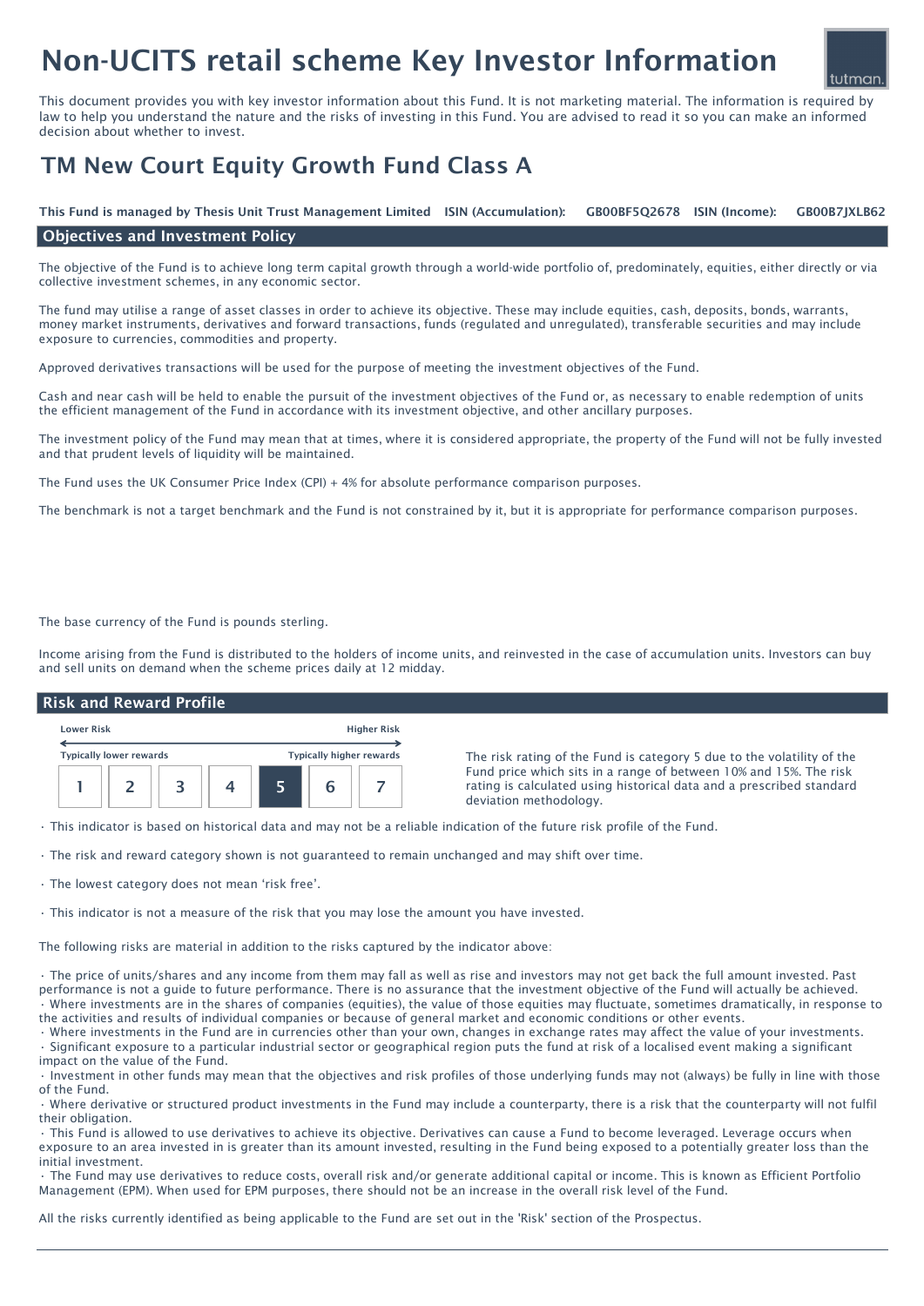# Non-UCITS retail scheme Key Investor Information

tutman.

This document provides you with key investor information about this Fund. It is not marketing material. The information is required by law to help you understand the nature and the risks of investing in this Fund. You are advised to read it so you can make an informed decision about whether to invest.

## TM New Court Equity Growth Fund Class A

**This Fund is managed by Thesis Unit Trust Management Limited ISIN (Accumulation): GB00BF5Q2678 ISIN (Income): GB00B7JXLB62**

### Objectives and Investment Policy

The objective of the Fund is to achieve long term capital growth through a world-wide portfolio of, predominately, equities, either directly or via collective investment schemes, in any economic sector.

The fund may utilise a range of asset classes in order to achieve its objective. These may include equities, cash, deposits, bonds, warrants, money market instruments, derivatives and forward transactions, funds (regulated and unregulated), transferable securities and may include exposure to currencies, commodities and property.

Approved derivatives transactions will be used for the purpose of meeting the investment objectives of the Fund.

Cash and near cash will be held to enable the pursuit of the investment objectives of the Fund or, as necessary to enable redemption of units the efficient management of the Fund in accordance with its investment objective, and other ancillary purposes.

The investment policy of the Fund may mean that at times, where it is considered appropriate, the property of the Fund will not be fully invested and that prudent levels of liquidity will be maintained.

The Fund uses the UK Consumer Price Index (CPI) + 4% for absolute performance comparison purposes.

The benchmark is not a target benchmark and the Fund is not constrained by it, but it is appropriate for performance comparison purposes.

The base currency of the Fund is pounds sterling.

Income arising from the Fund is distributed to the holders of income units, and reinvested in the case of accumulation units. Investors can buy and sell units on demand when the scheme prices daily at 12 midday.

### Risk and Reward Profile

| Lower Risk | | | | | | Higher Risk |
|---|---|---|---|---|---|---|
| Typically lower rewards | | | | | | Typically higher rewards |
| 1 | 2 | 3 | 4 | **5** | 6 | 7 |

The risk rating of the Fund is category 5 due to the volatility of the Fund price which sits in a range of between 10% and 15%. The risk rating is calculated using historical data and a prescribed standard deviation methodology.

- This indicator is based on historical data and may not be a reliable indication of the future risk profile of the Fund.
- The risk and reward category shown is not guaranteed to remain unchanged and may shift over time.
- The lowest category does not mean 'risk free'.
- This indicator is not a measure of the risk that you may lose the amount you have invested.

The following risks are material in addition to the risks captured by the indicator above:

- The price of units/shares and any income from them may fall as well as rise and investors may not get back the full amount invested. Past performance is not a guide to future performance. There is no assurance that the investment objective of the Fund will actually be achieved.
- Where investments are in the shares of companies (equities), the value of those equities may fluctuate, sometimes dramatically, in response to the activities and results of individual companies or because of general market and economic conditions or other events.
- Where investments in the Fund are in currencies other than your own, changes in exchange rates may affect the value of your investments.
- Significant exposure to a particular industrial sector or geographical region puts the fund at risk of a localised event making a significant impact on the value of the Fund.
- Investment in other funds may mean that the objectives and risk profiles of those underlying funds may not (always) be fully in line with those of the Fund.
- Where derivative or structured product investments in the Fund may include a counterparty, there is a risk that the counterparty will not fulfil their obligation.
- This Fund is allowed to use derivatives to achieve its objective. Derivatives can cause a Fund to become leveraged. Leverage occurs when exposure to an area invested in is greater than its amount invested, resulting in the Fund being exposed to a potentially greater loss than the initial investment.
- The Fund may use derivatives to reduce costs, overall risk and/or generate additional capital or income. This is known as Efficient Portfolio Management (EPM). When used for EPM purposes, there should not be an increase in the overall risk level of the Fund.

All the risks currently identified as being applicable to the Fund are set out in the 'Risk' section of the Prospectus.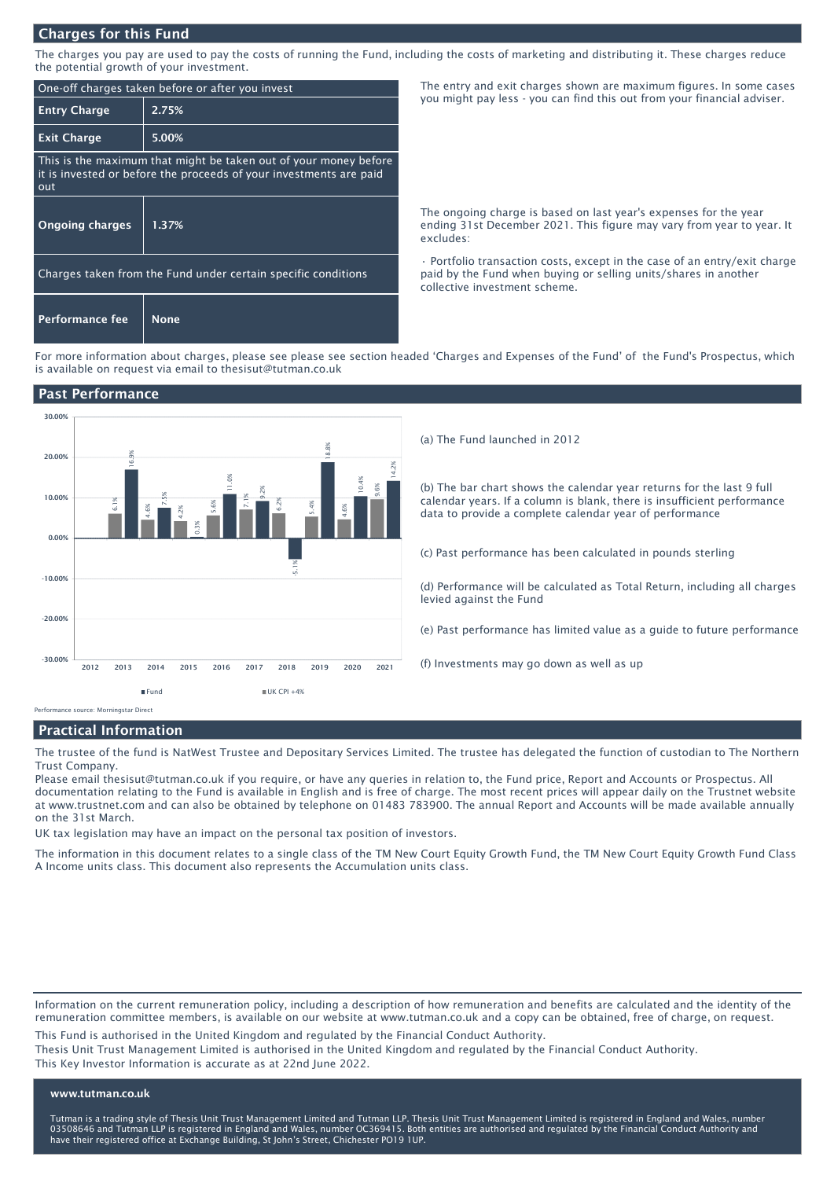## Charges for this Fund

The charges you pay are used to pay the costs of running the Fund, including the costs of marketing and distributing it. These charges reduce the potential growth of your investment.

| One-off charges taken before or after you invest | |
|---|---|
| **Entry Charge** | **2.75%** |
| **Exit Charge** | **5.00%** |
| This is the maximum that might be taken out of your money before it is invested or before the proceeds of your investments are paid out | |
| **Ongoing charges** | **1.37%** |
| Charges taken from the Fund under certain specific conditions | |
| **Performance fee** | **None** |

The entry and exit charges shown are maximum figures. In some cases you might pay less - you can find this out from your financial adviser.

The ongoing charge is based on last year's expenses for the year ending 31st December 2021. This figure may vary from year to year. It excludes:

- Portfolio transaction costs, except in the case of an entry/exit charge paid by the Fund when buying or selling units/shares in another collective investment scheme.

For more information about charges, please see please see section headed 'Charges and Expenses of the Fund' of the Fund's Prospectus, which is available on request via email to thesisut@tutman.co.uk

## Past Performance

30.00%
20.00%
10.00%
0.00%
-10.00%
-20.00%
-30.00%

6.1%
16.9%
4.6%
7.5%
4.2%
0.3%
5.6%
11.0%
7.1%
9.2%
6.2%
-5.1%
5.4%
18.8%
4.6%
10.4%
9.6%
14.2%

2012 2013 2014 2015 2016 2017 2018 2019 2020 2021

Fund
UK CPI +4%

Performance source: Morningstar Direct

(a) The Fund launched in 2012

(b) The bar chart shows the calendar year returns for the last 9 full calendar years. If a column is blank, there is insufficient performance data to provide a complete calendar year of performance

(c) Past performance has been calculated in pounds sterling

(d) Performance will be calculated as Total Return, including all charges levied against the Fund

(e) Past performance has limited value as a guide to future performance

(f) Investments may go down as well as up

## Practical Information

The trustee of the fund is NatWest Trustee and Depositary Services Limited. The trustee has delegated the function of custodian to The Northern Trust Company.

Please email thesisut@tutman.co.uk if you require, or have any queries in relation to, the Fund price, Report and Accounts or Prospectus. All documentation relating to the Fund is available in English and is free of charge. The most recent prices will appear daily on the Trustnet website at www.trustnet.com and can also be obtained by telephone on 01483 783900. The annual Report and Accounts will be made available annually on the 31st March.

UK tax legislation may have an impact on the personal tax position of investors.

The information in this document relates to a single class of the TM New Court Equity Growth Fund, the TM New Court Equity Growth Fund Class A Income units class. This document also represents the Accumulation units class.

Information on the current remuneration policy, including a description of how remuneration and benefits are calculated and the identity of the remuneration committee members, is available on our website at www.tutman.co.uk and a copy can be obtained, free of charge, on request.

This Fund is authorised in the United Kingdom and regulated by the Financial Conduct Authority.

Thesis Unit Trust Management Limited is authorised in the United Kingdom and regulated by the Financial Conduct Authority.

This Key Investor Information is accurate as at 22nd June 2022.

**www.tutman.co.uk**

Tutman is a trading style of Thesis Unit Trust Management Limited and Tutman LLP. Thesis Unit Trust Management Limited is registered in England and Wales, number 03508646 and Tutman LLP is registered in England and Wales, number OC369415. Both entities are authorised and regulated by the Financial Conduct Authority and have their registered office at Exchange Building, St John's Street, Chichester PO19 1UP.